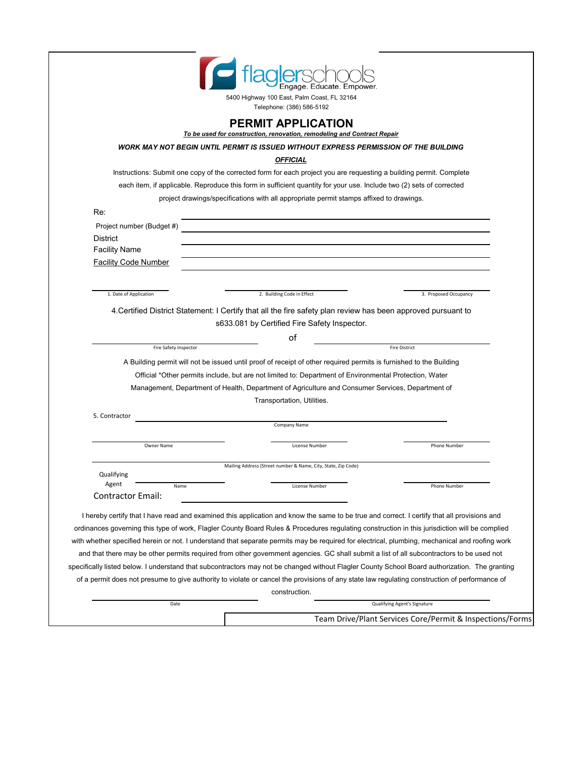flaglerschools
Engage. Educate. Empower.

5400 Highway 100 East, Palm Coast, FL 32164
Telephone: (386) 586-5192

# PERMIT APPLICATION

***To be used for construction, renovation, remodeling and Contract Repair***

***WORK MAY NOT BEGIN UNTIL PERMIT IS ISSUED WITHOUT EXPRESS PERMISSION OF THE BUILDING OFFICIAL***

Instructions: Submit one copy of the corrected form for each project you are requesting a building permit. Complete each item, if applicable. Reproduce this form in sufficient quantity for your use. Include two (2) sets of corrected project drawings/specifications with all appropriate permit stamps affixed to drawings.

Re:

Project number (Budget #) ______________________________

District ______________________________

Facility Name ______________________________

Facility Code Number ______________________________

______________________ ______________________ ______________________
1. Date of Application 2. Building Code in Effect 3. Proposed Occupancy

4.Certified District Statement: I Certify that all the fire safety plan review has been approved pursuant to s633.081 by Certified Fire Safety Inspector.

______________________ of ______________________
Fire Safety Inspector Fire District

A Building permit will not be issued until proof of receipt of other required permits is furnished to the Building Official *Other permits include, but are not limited to: Department of Environmental Protection, Water Management, Department of Health, Department of Agriculture and Consumer Services, Department of Transportation, Utilities.

5. Contractor ______________________________
Company Name

______________________ ______________________ ______________________
Owner Name License Number Phone Number

______________________________
Mailing Address (Street number & Name, City, State, Zip Code)

Qualifying Agent ______________________ ______________________ ______________________
Name License Number Phone Number

Contractor Email: ______________________________

I hereby certify that I have read and examined this application and know the same to be true and correct. I certify that all provisions and ordinances governing this type of work, Flagler County Board Rules & Procedures regulating construction in this jurisdiction will be complied with whether specified herein or not. I understand that separate permits may be required for electrical, plumbing, mechanical and roofing work and that there may be other permits required from other government agencies. GC shall submit a list of all subcontractors to be used not specifically listed below. I understand that subcontractors may not be changed without Flagler County School Board authorization. The granting of a permit does not presume to give authority to violate or cancel the provisions of any state law regulating construction of performance of construction.

______________________ ______________________
Date Qualifying Agent's Signature

Team Drive/Plant Services Core/Permit & Inspections/Forms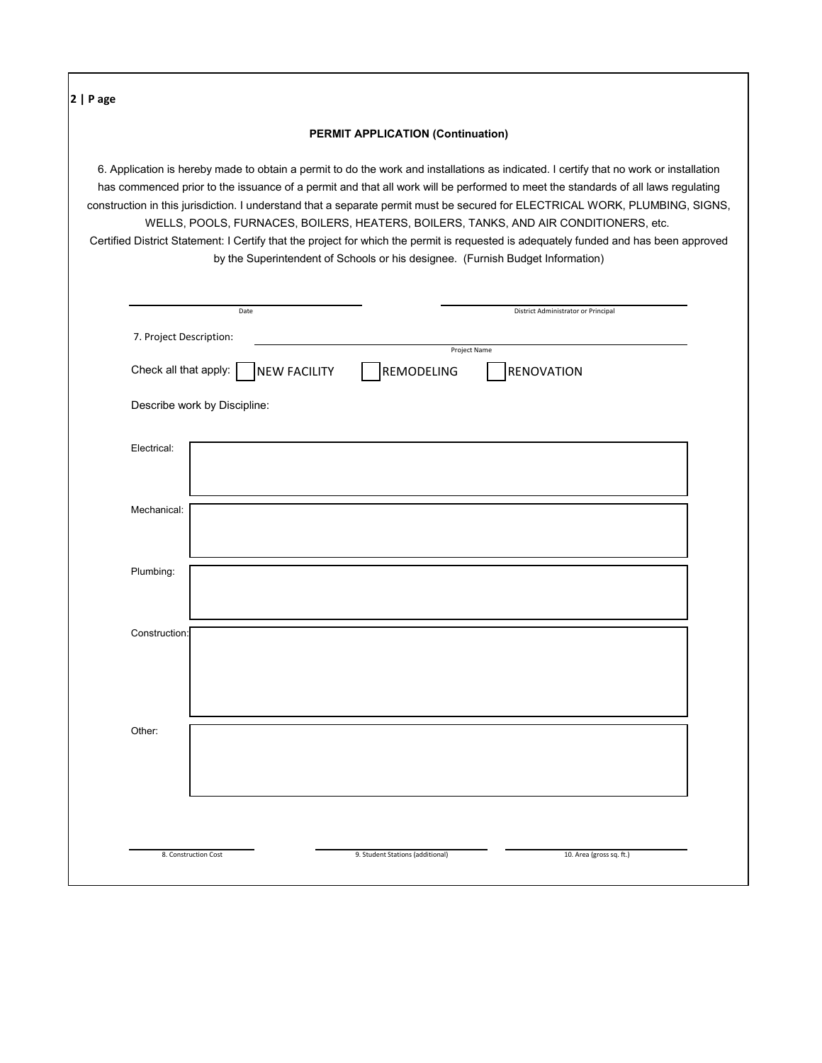## PERMIT APPLICATION (Continuation)

6. Application is hereby made to obtain a permit to do the work and installations as indicated. I certify that no work or installation has commenced prior to the issuance of a permit and that all work will be performed to meet the standards of all laws regulating construction in this jurisdiction. I understand that a separate permit must be secured for ELECTRICAL WORK, PLUMBING, SIGNS, WELLS, POOLS, FURNACES, BOILERS, HEATERS, BOILERS, TANKS, AND AIR CONDITIONERS, etc.
Certified District Statement: I Certify that the project for which the permit is requested is adequately funded and has been approved by the Superintendent of Schools or his designee. (Furnish Budget Information)

______________________________ Date

______________________________ District Administrator or Principal

7. Project Description: ______________________________ Project Name

Check all that apply: ☐ NEW FACILITY ☐ REMODELING ☐ RENOVATION

Describe work by Discipline:

Electrical:

Mechanical:

Plumbing:

Construction:

Other:

______________________________ 8. Construction Cost

______________________________ 9. Student Stations (additional)

______________________________ 10. Area (gross sq. ft.)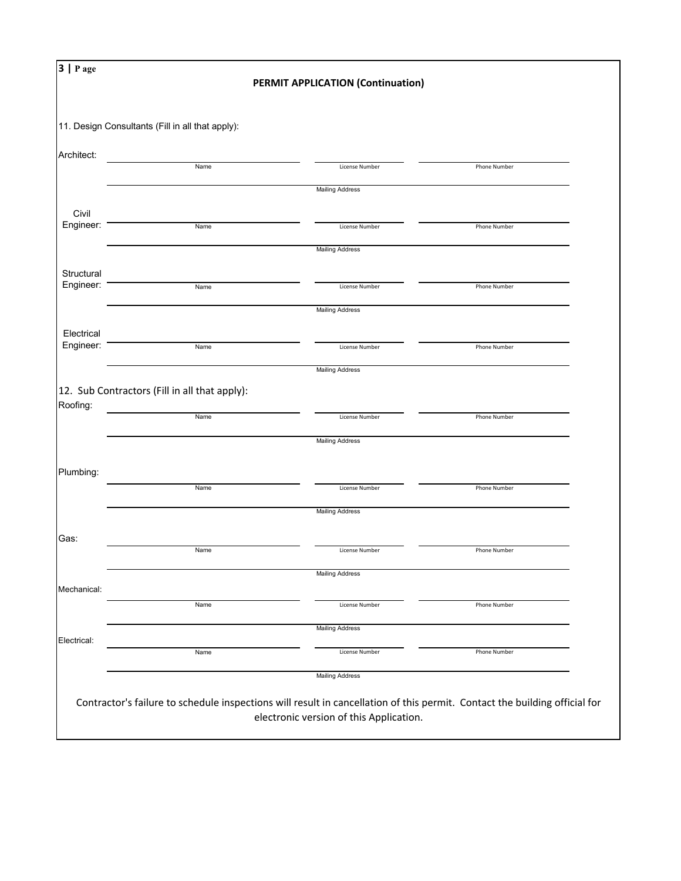## PERMIT APPLICATION (Continuation)

11. Design Consultants (Fill in all that apply):

Architect:

| Name | License Number | Phone Number |
| --- | --- | --- |
| | | |

Mailing Address: ______________________

Civil Engineer:

| Name | License Number | Phone Number |
| --- | --- | --- |
| | | |

Mailing Address: ______________________

Structural Engineer:

| Name | License Number | Phone Number |
| --- | --- | --- |
| | | |

Mailing Address: ______________________

Electrical Engineer:

| Name | License Number | Phone Number |
| --- | --- | --- |
| | | |

Mailing Address: ______________________

12. Sub Contractors (Fill in all that apply):

Roofing:

| Name | License Number | Phone Number |
| --- | --- | --- |
| | | |

Mailing Address: ______________________

Plumbing:

| Name | License Number | Phone Number |
| --- | --- | --- |
| | | |

Mailing Address: ______________________

Gas:

| Name | License Number | Phone Number |
| --- | --- | --- |
| | | |

Mailing Address: ______________________

Mechanical:

| Name | License Number | Phone Number |
| --- | --- | --- |
| | | |

Mailing Address: ______________________

Electrical:

| Name | License Number | Phone Number |
| --- | --- | --- |
| | | |

Mailing Address: ______________________

Contractor's failure to schedule inspections will result in cancellation of this permit. Contact the building official for electronic version of this Application.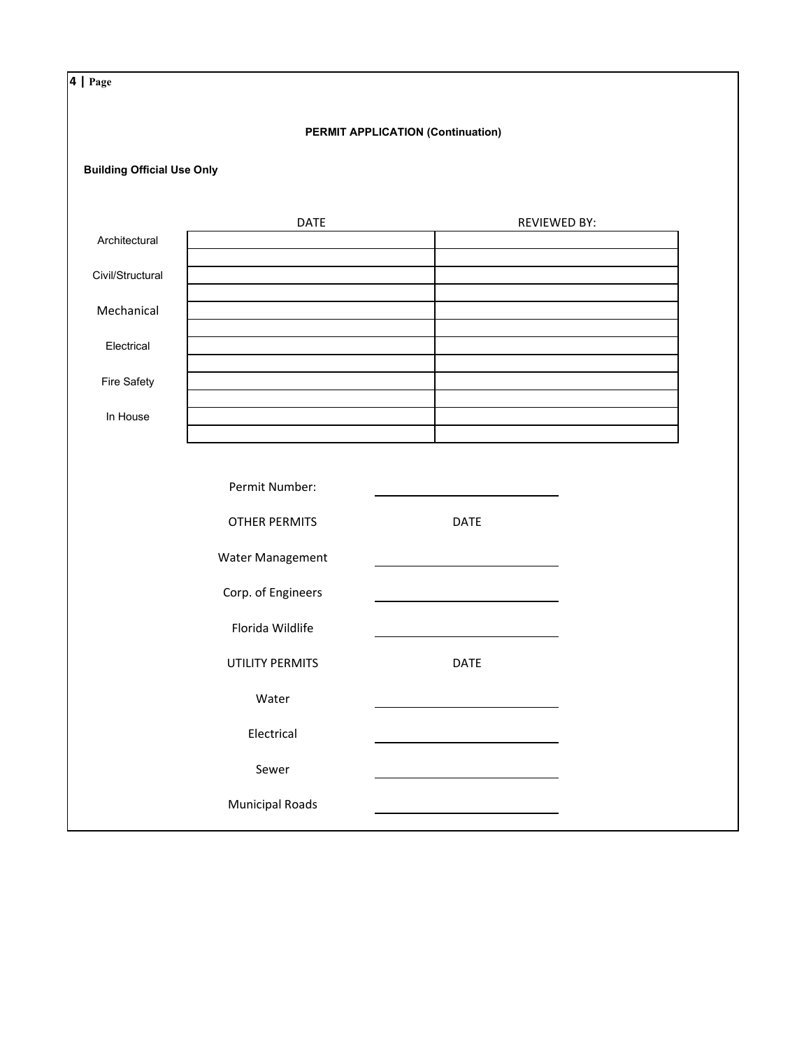**PERMIT APPLICATION (Continuation)**

**Building Official Use Only**

| | DATE | REVIEWED BY: |
|---|---|---|
| Architectural | | |
| | | |
| Civil/Structural | | |
| | | |
| Mechanical | | |
| | | |
| Electrical | | |
| | | |
| Fire Safety | | |
| | | |
| In House | | |
| | | |

Permit Number: ____________________

| OTHER PERMITS | DATE |
|---|---|
| Water Management | ____________________ |
| Corp. of Engineers | ____________________ |
| Florida Wildlife | ____________________ |

| UTILITY PERMITS | DATE |
|---|---|
| Water | ____________________ |
| Electrical | ____________________ |
| Sewer | ____________________ |
| Municipal Roads | ____________________ |